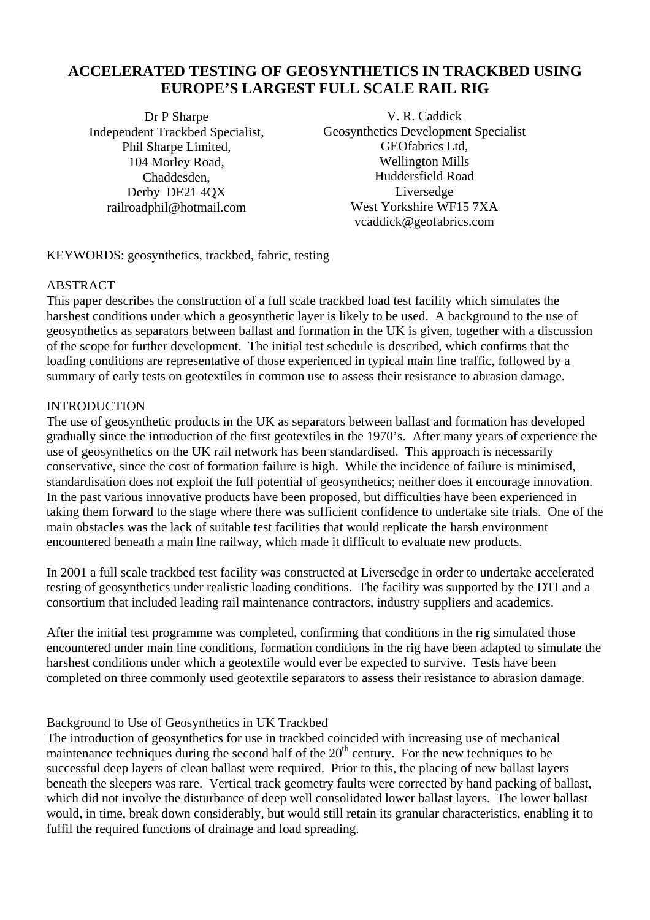# ACCELERATED TESTING OF GEOSYNTHETICS IN TRACKBED USING EUROPE'S LARGEST FULL SCALE RAIL RIG

Dr P Sharpe
Independent Trackbed Specialist,
Phil Sharpe Limited,
104 Morley Road,
Chaddesden,
Derby DE21 4QX
railroadphil@hotmail.com

V. R. Caddick
Geosynthetics Development Specialist
GEOfabrics Ltd,
Wellington Mills
Huddersfield Road
Liversedge
West Yorkshire WF15 7XA
vcaddick@geofabrics.com

KEYWORDS: geosynthetics, trackbed, fabric, testing

## ABSTRACT

This paper describes the construction of a full scale trackbed load test facility which simulates the harshest conditions under which a geosynthetic layer is likely to be used. A background to the use of geosynthetics as separators between ballast and formation in the UK is given, together with a discussion of the scope for further development. The initial test schedule is described, which confirms that the loading conditions are representative of those experienced in typical main line traffic, followed by a summary of early tests on geotextiles in common use to assess their resistance to abrasion damage.

## INTRODUCTION

The use of geosynthetic products in the UK as separators between ballast and formation has developed gradually since the introduction of the first geotextiles in the 1970's. After many years of experience the use of geosynthetics on the UK rail network has been standardised. This approach is necessarily conservative, since the cost of formation failure is high. While the incidence of failure is minimised, standardisation does not exploit the full potential of geosynthetics; neither does it encourage innovation. In the past various innovative products have been proposed, but difficulties have been experienced in taking them forward to the stage where there was sufficient confidence to undertake site trials. One of the main obstacles was the lack of suitable test facilities that would replicate the harsh environment encountered beneath a main line railway, which made it difficult to evaluate new products.

In 2001 a full scale trackbed test facility was constructed at Liversedge in order to undertake accelerated testing of geosynthetics under realistic loading conditions. The facility was supported by the DTI and a consortium that included leading rail maintenance contractors, industry suppliers and academics.

After the initial test programme was completed, confirming that conditions in the rig simulated those encountered under main line conditions, formation conditions in the rig have been adapted to simulate the harshest conditions under which a geotextile would ever be expected to survive. Tests have been completed on three commonly used geotextile separators to assess their resistance to abrasion damage.

### Background to Use of Geosynthetics in UK Trackbed

The introduction of geosynthetics for use in trackbed coincided with increasing use of mechanical maintenance techniques during the second half of the 20th century. For the new techniques to be successful deep layers of clean ballast were required. Prior to this, the placing of new ballast layers beneath the sleepers was rare. Vertical track geometry faults were corrected by hand packing of ballast, which did not involve the disturbance of deep well consolidated lower ballast layers. The lower ballast would, in time, break down considerably, but would still retain its granular characteristics, enabling it to fulfil the required functions of drainage and load spreading.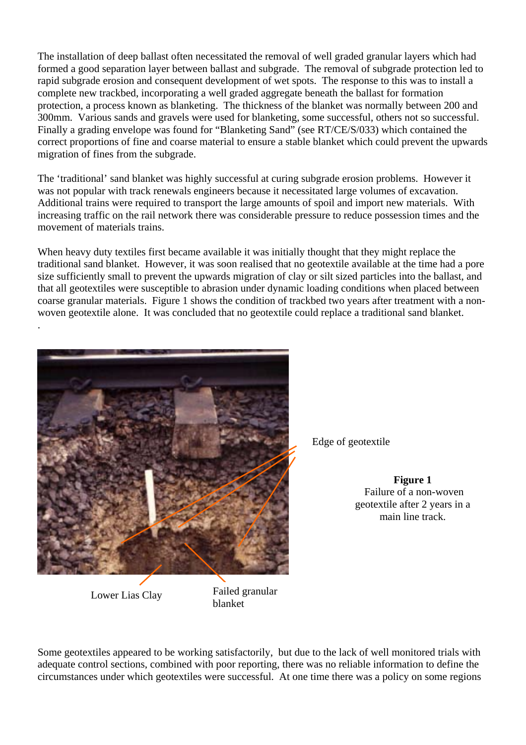The installation of deep ballast often necessitated the removal of well graded granular layers which had formed a good separation layer between ballast and subgrade. The removal of subgrade protection led to rapid subgrade erosion and consequent development of wet spots. The response to this was to install a complete new trackbed, incorporating a well graded aggregate beneath the ballast for formation protection, a process known as blanketing. The thickness of the blanket was normally between 200 and 300mm. Various sands and gravels were used for blanketing, some successful, others not so successful. Finally a grading envelope was found for "Blanketing Sand" (see RT/CE/S/033) which contained the correct proportions of fine and coarse material to ensure a stable blanket which could prevent the upwards migration of fines from the subgrade.

The 'traditional' sand blanket was highly successful at curing subgrade erosion problems. However it was not popular with track renewals engineers because it necessitated large volumes of excavation. Additional trains were required to transport the large amounts of spoil and import new materials. With increasing traffic on the rail network there was considerable pressure to reduce possession times and the movement of materials trains.

When heavy duty textiles first became available it was initially thought that they might replace the traditional sand blanket. However, it was soon realised that no geotextile available at the time had a pore size sufficiently small to prevent the upwards migration of clay or silt sized particles into the ballast, and that all geotextiles were susceptible to abrasion under dynamic loading conditions when placed between coarse granular materials. Figure 1 shows the condition of trackbed two years after treatment with a non-woven geotextile alone. It was concluded that no geotextile could replace a traditional sand blanket.

Edge of geotextile

Lower Lias Clay

Failed granular blanket

**Figure 1**
Failure of a non-woven geotextile after 2 years in a main line track.

Some geotextiles appeared to be working satisfactorily, but due to the lack of well monitored trials with adequate control sections, combined with poor reporting, there was no reliable information to define the circumstances under which geotextiles were successful. At one time there was a policy on some regions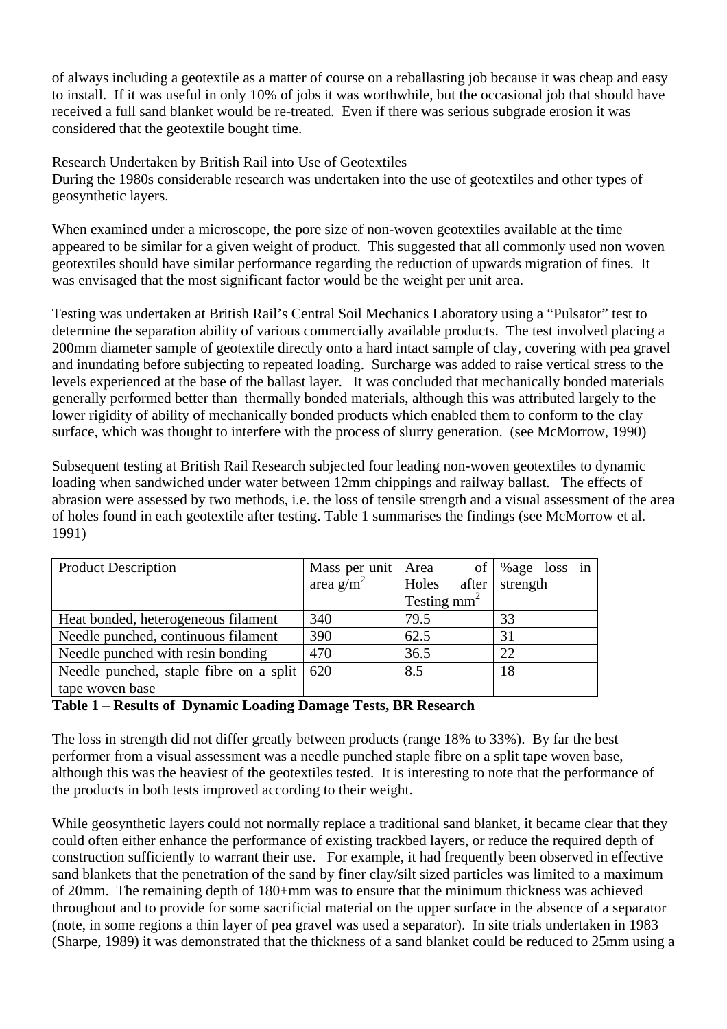of always including a geotextile as a matter of course on a reballasting job because it was cheap and easy to install. If it was useful in only 10% of jobs it was worthwhile, but the occasional job that should have received a full sand blanket would be re-treated. Even if there was serious subgrade erosion it was considered that the geotextile bought time.

Research Undertaken by British Rail into Use of Geotextiles

During the 1980s considerable research was undertaken into the use of geotextiles and other types of geosynthetic layers.

When examined under a microscope, the pore size of non-woven geotextiles available at the time appeared to be similar for a given weight of product. This suggested that all commonly used non woven geotextiles should have similar performance regarding the reduction of upwards migration of fines. It was envisaged that the most significant factor would be the weight per unit area.

Testing was undertaken at British Rail's Central Soil Mechanics Laboratory using a "Pulsator" test to determine the separation ability of various commercially available products. The test involved placing a 200mm diameter sample of geotextile directly onto a hard intact sample of clay, covering with pea gravel and inundating before subjecting to repeated loading. Surcharge was added to raise vertical stress to the levels experienced at the base of the ballast layer. It was concluded that mechanically bonded materials generally performed better than thermally bonded materials, although this was attributed largely to the lower rigidity of ability of mechanically bonded products which enabled them to conform to the clay surface, which was thought to interfere with the process of slurry generation. (see McMorrow, 1990)

Subsequent testing at British Rail Research subjected four leading non-woven geotextiles to dynamic loading when sandwiched under water between 12mm chippings and railway ballast. The effects of abrasion were assessed by two methods, i.e. the loss of tensile strength and a visual assessment of the area of holes found in each geotextile after testing. Table 1 summarises the findings (see McMorrow et al. 1991)

| Product Description | Mass per unit area g/m$^2$ | Area of Holes after Testing mm$^2$ | %age loss in strength |
|---|---|---|---|
| Heat bonded, heterogeneous filament | 340 | 79.5 | 33 |
| Needle punched, continuous filament | 390 | 62.5 | 31 |
| Needle punched with resin bonding | 470 | 36.5 | 22 |
| Needle punched, staple fibre on a split tape woven base | 620 | 8.5 | 18 |

**Table 1 – Results of Dynamic Loading Damage Tests, BR Research**

The loss in strength did not differ greatly between products (range 18% to 33%). By far the best performer from a visual assessment was a needle punched staple fibre on a split tape woven base, although this was the heaviest of the geotextiles tested. It is interesting to note that the performance of the products in both tests improved according to their weight.

While geosynthetic layers could not normally replace a traditional sand blanket, it became clear that they could often either enhance the performance of existing trackbed layers, or reduce the required depth of construction sufficiently to warrant their use. For example, it had frequently been observed in effective sand blankets that the penetration of the sand by finer clay/silt sized particles was limited to a maximum of 20mm. The remaining depth of 180+mm was to ensure that the minimum thickness was achieved throughout and to provide for some sacrificial material on the upper surface in the absence of a separator (note, in some regions a thin layer of pea gravel was used a separator). In site trials undertaken in 1983 (Sharpe, 1989) it was demonstrated that the thickness of a sand blanket could be reduced to 25mm using a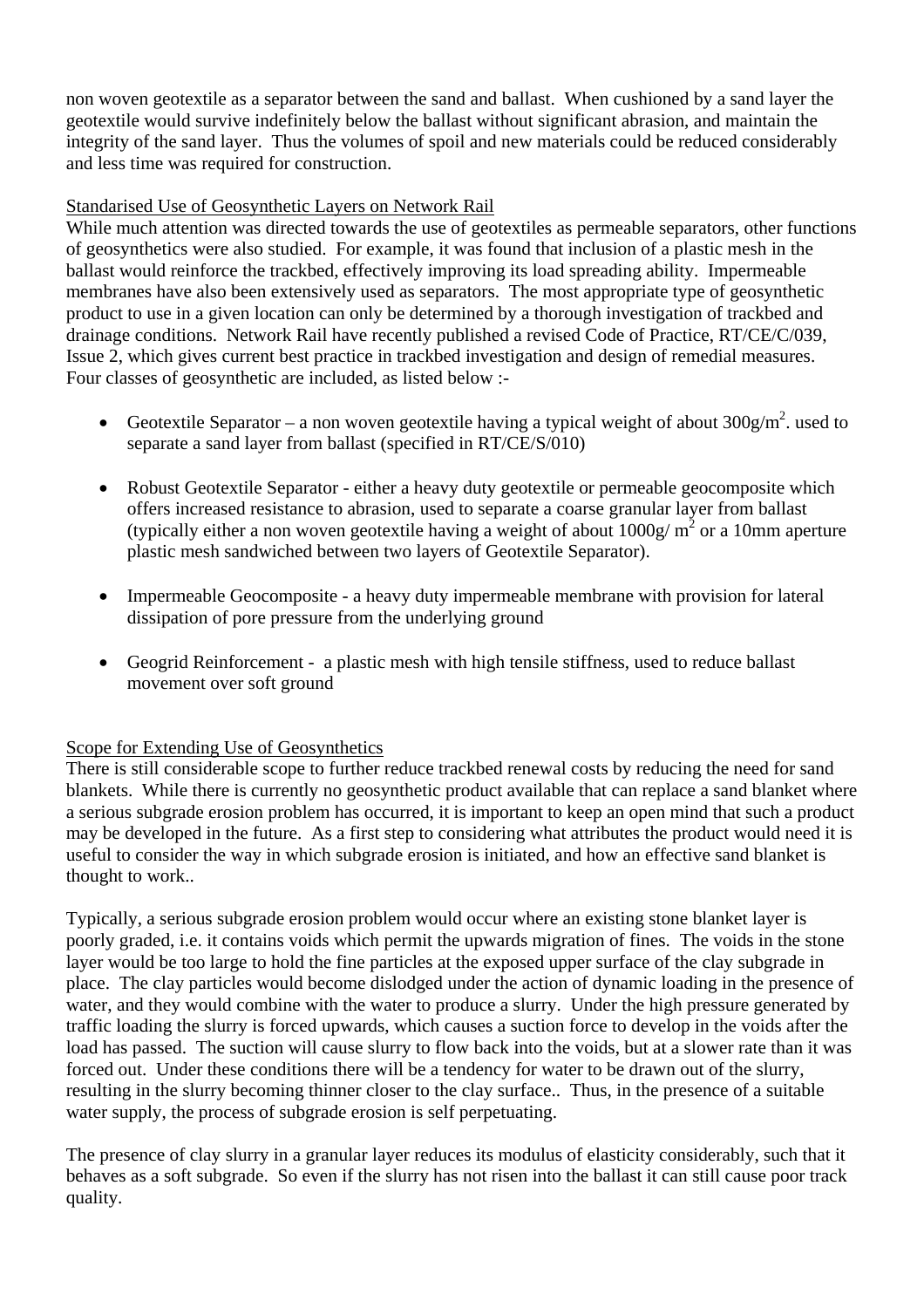non woven geotextile as a separator between the sand and ballast. When cushioned by a sand layer the geotextile would survive indefinitely below the ballast without significant abrasion, and maintain the integrity of the sand layer. Thus the volumes of spoil and new materials could be reduced considerably and less time was required for construction.

Standarised Use of Geosynthetic Layers on Network Rail

While much attention was directed towards the use of geotextiles as permeable separators, other functions of geosynthetics were also studied. For example, it was found that inclusion of a plastic mesh in the ballast would reinforce the trackbed, effectively improving its load spreading ability. Impermeable membranes have also been extensively used as separators. The most appropriate type of geosynthetic product to use in a given location can only be determined by a thorough investigation of trackbed and drainage conditions. Network Rail have recently published a revised Code of Practice, RT/CE/C/039, Issue 2, which gives current best practice in trackbed investigation and design of remedial measures. Four classes of geosynthetic are included, as listed below :-

- Geotextile Separator – a non woven geotextile having a typical weight of about $300g/m^2$. used to separate a sand layer from ballast (specified in RT/CE/S/010)

- Robust Geotextile Separator - either a heavy duty geotextile or permeable geocomposite which offers increased resistance to abrasion, used to separate a coarse granular layer from ballast (typically either a non woven geotextile having a weight of about $1000g/ m^2$ or a 10mm aperture plastic mesh sandwiched between two layers of Geotextile Separator).

- Impermeable Geocomposite - a heavy duty impermeable membrane with provision for lateral dissipation of pore pressure from the underlying ground

- Geogrid Reinforcement - a plastic mesh with high tensile stiffness, used to reduce ballast movement over soft ground

Scope for Extending Use of Geosynthetics

There is still considerable scope to further reduce trackbed renewal costs by reducing the need for sand blankets. While there is currently no geosynthetic product available that can replace a sand blanket where a serious subgrade erosion problem has occurred, it is important to keep an open mind that such a product may be developed in the future. As a first step to considering what attributes the product would need it is useful to consider the way in which subgrade erosion is initiated, and how an effective sand blanket is thought to work..

Typically, a serious subgrade erosion problem would occur where an existing stone blanket layer is poorly graded, i.e. it contains voids which permit the upwards migration of fines. The voids in the stone layer would be too large to hold the fine particles at the exposed upper surface of the clay subgrade in place. The clay particles would become dislodged under the action of dynamic loading in the presence of water, and they would combine with the water to produce a slurry. Under the high pressure generated by traffic loading the slurry is forced upwards, which causes a suction force to develop in the voids after the load has passed. The suction will cause slurry to flow back into the voids, but at a slower rate than it was forced out. Under these conditions there will be a tendency for water to be drawn out of the slurry, resulting in the slurry becoming thinner closer to the clay surface.. Thus, in the presence of a suitable water supply, the process of subgrade erosion is self perpetuating.

The presence of clay slurry in a granular layer reduces its modulus of elasticity considerably, such that it behaves as a soft subgrade. So even if the slurry has not risen into the ballast it can still cause poor track quality.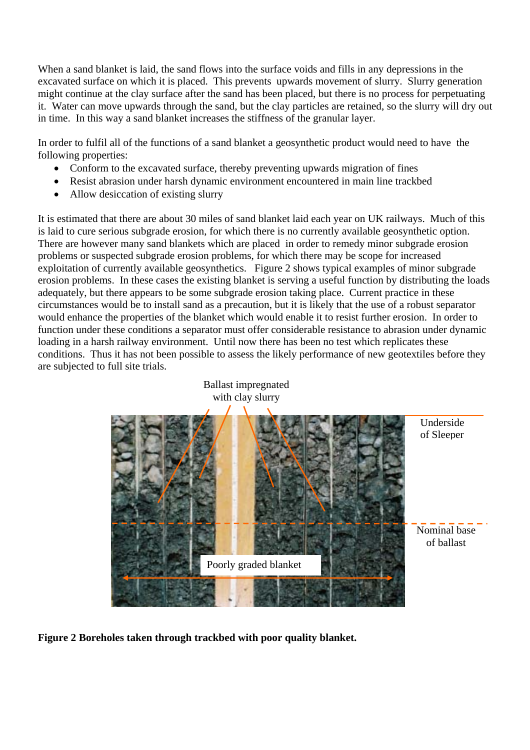When a sand blanket is laid, the sand flows into the surface voids and fills in any depressions in the excavated surface on which it is placed. This prevents upwards movement of slurry. Slurry generation might continue at the clay surface after the sand has been placed, but there is no process for perpetuating it. Water can move upwards through the sand, but the clay particles are retained, so the slurry will dry out in time. In this way a sand blanket increases the stiffness of the granular layer.

In order to fulfil all of the functions of a sand blanket a geosynthetic product would need to have the following properties:

- Conform to the excavated surface, thereby preventing upwards migration of fines
- Resist abrasion under harsh dynamic environment encountered in main line trackbed
- Allow desiccation of existing slurry

It is estimated that there are about 30 miles of sand blanket laid each year on UK railways. Much of this is laid to cure serious subgrade erosion, for which there is no currently available geosynthetic option. There are however many sand blankets which are placed in order to remedy minor subgrade erosion problems or suspected subgrade erosion problems, for which there may be scope for increased exploitation of currently available geosynthetics. Figure 2 shows typical examples of minor subgrade erosion problems. In these cases the existing blanket is serving a useful function by distributing the loads adequately, but there appears to be some subgrade erosion taking place. Current practice in these circumstances would be to install sand as a precaution, but it is likely that the use of a robust separator would enhance the properties of the blanket which would enable it to resist further erosion. In order to function under these conditions a separator must offer considerable resistance to abrasion under dynamic loading in a harsh railway environment. Until now there has been no test which replicates these conditions. Thus it has not been possible to assess the likely performance of new geotextiles before they are subjected to full site trials.

Ballast impregnated with clay slurry

Underside of Sleeper

Nominal base of ballast

Poorly graded blanket

**Figure 2 Boreholes taken through trackbed with poor quality blanket.**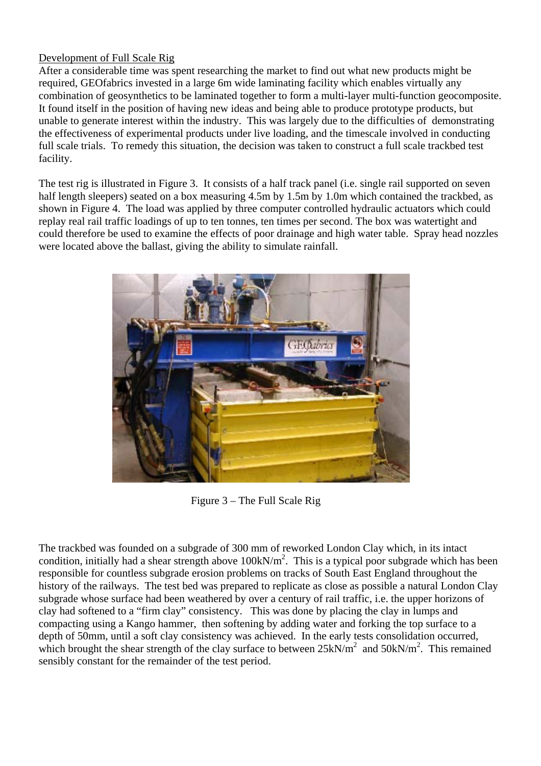Development of Full Scale Rig

After a considerable time was spent researching the market to find out what new products might be required, GEOfabrics invested in a large 6m wide laminating facility which enables virtually any combination of geosynthetics to be laminated together to form a multi-layer multi-function geocomposite. It found itself in the position of having new ideas and being able to produce prototype products, but unable to generate interest within the industry. This was largely due to the difficulties of demonstrating the effectiveness of experimental products under live loading, and the timescale involved in conducting full scale trials. To remedy this situation, the decision was taken to construct a full scale trackbed test facility.

The test rig is illustrated in Figure 3. It consists of a half track panel (i.e. single rail supported on seven half length sleepers) seated on a box measuring 4.5m by 1.5m by 1.0m which contained the trackbed, as shown in Figure 4. The load was applied by three computer controlled hydraulic actuators which could replay real rail traffic loadings of up to ten tonnes, ten times per second. The box was watertight and could therefore be used to examine the effects of poor drainage and high water table. Spray head nozzles were located above the ballast, giving the ability to simulate rainfall.

Figure 3 – The Full Scale Rig

The trackbed was founded on a subgrade of 300 mm of reworked London Clay which, in its intact condition, initially had a shear strength above 100kN/m$^2$. This is a typical poor subgrade which has been responsible for countless subgrade erosion problems on tracks of South East England throughout the history of the railways. The test bed was prepared to replicate as close as possible a natural London Clay subgrade whose surface had been weathered by over a century of rail traffic, i.e. the upper horizons of clay had softened to a "firm clay" consistency. This was done by placing the clay in lumps and compacting using a Kango hammer, then softening by adding water and forking the top surface to a depth of 50mm, until a soft clay consistency was achieved. In the early tests consolidation occurred, which brought the shear strength of the clay surface to between 25kN/m$^2$ and 50kN/m$^2$. This remained sensibly constant for the remainder of the test period.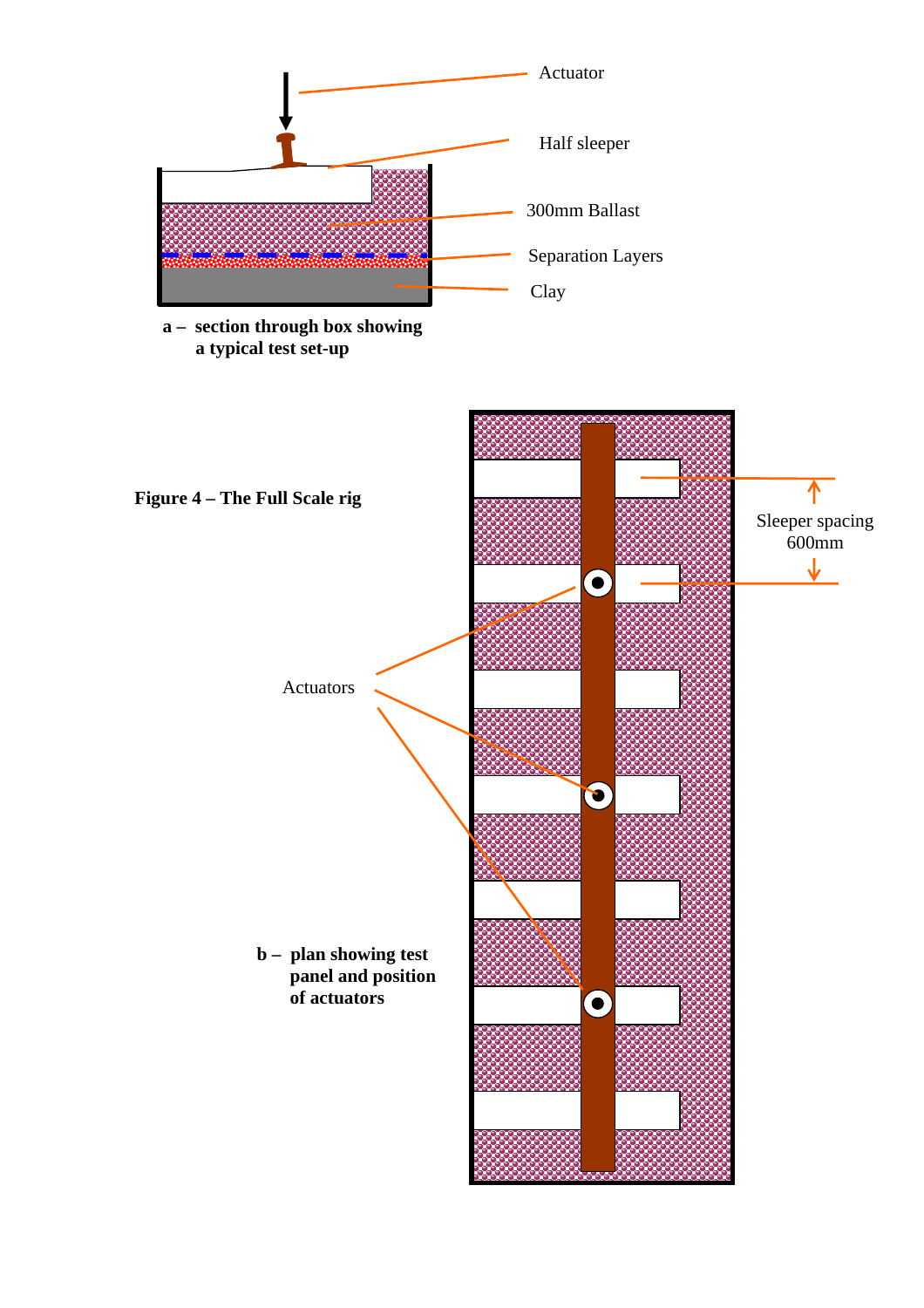Actuator

Half sleeper

300mm Ballast

Separation Layers

Clay

**a – section through box showing a typical test set-up**

**Figure 4 – The Full Scale rig**

Sleeper spacing 600mm

Actuators

**b – plan showing test panel and position of actuators**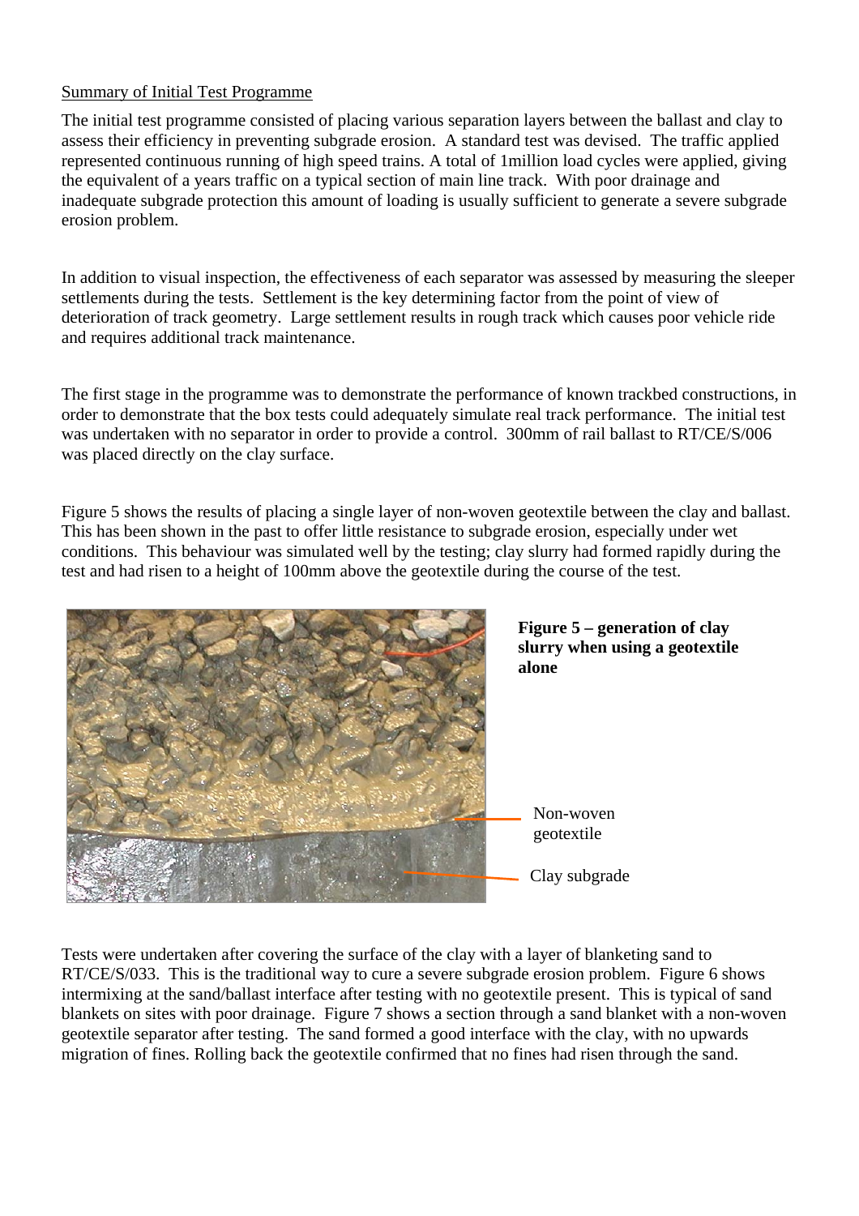Summary of Initial Test Programme

The initial test programme consisted of placing various separation layers between the ballast and clay to assess their efficiency in preventing subgrade erosion. A standard test was devised. The traffic applied represented continuous running of high speed trains. A total of 1million load cycles were applied, giving the equivalent of a years traffic on a typical section of main line track. With poor drainage and inadequate subgrade protection this amount of loading is usually sufficient to generate a severe subgrade erosion problem.

In addition to visual inspection, the effectiveness of each separator was assessed by measuring the sleeper settlements during the tests. Settlement is the key determining factor from the point of view of deterioration of track geometry. Large settlement results in rough track which causes poor vehicle ride and requires additional track maintenance.

The first stage in the programme was to demonstrate the performance of known trackbed constructions, in order to demonstrate that the box tests could adequately simulate real track performance. The initial test was undertaken with no separator in order to provide a control. 300mm of rail ballast to RT/CE/S/006 was placed directly on the clay surface.

Figure 5 shows the results of placing a single layer of non-woven geotextile between the clay and ballast. This has been shown in the past to offer little resistance to subgrade erosion, especially under wet conditions. This behaviour was simulated well by the testing; clay slurry had formed rapidly during the test and had risen to a height of 100mm above the geotextile during the course of the test.

**Figure 5 – generation of clay slurry when using a geotextile alone**

Non-woven geotextile

Clay subgrade

Tests were undertaken after covering the surface of the clay with a layer of blanketing sand to RT/CE/S/033. This is the traditional way to cure a severe subgrade erosion problem. Figure 6 shows intermixing at the sand/ballast interface after testing with no geotextile present. This is typical of sand blankets on sites with poor drainage. Figure 7 shows a section through a sand blanket with a non-woven geotextile separator after testing. The sand formed a good interface with the clay, with no upwards migration of fines. Rolling back the geotextile confirmed that no fines had risen through the sand.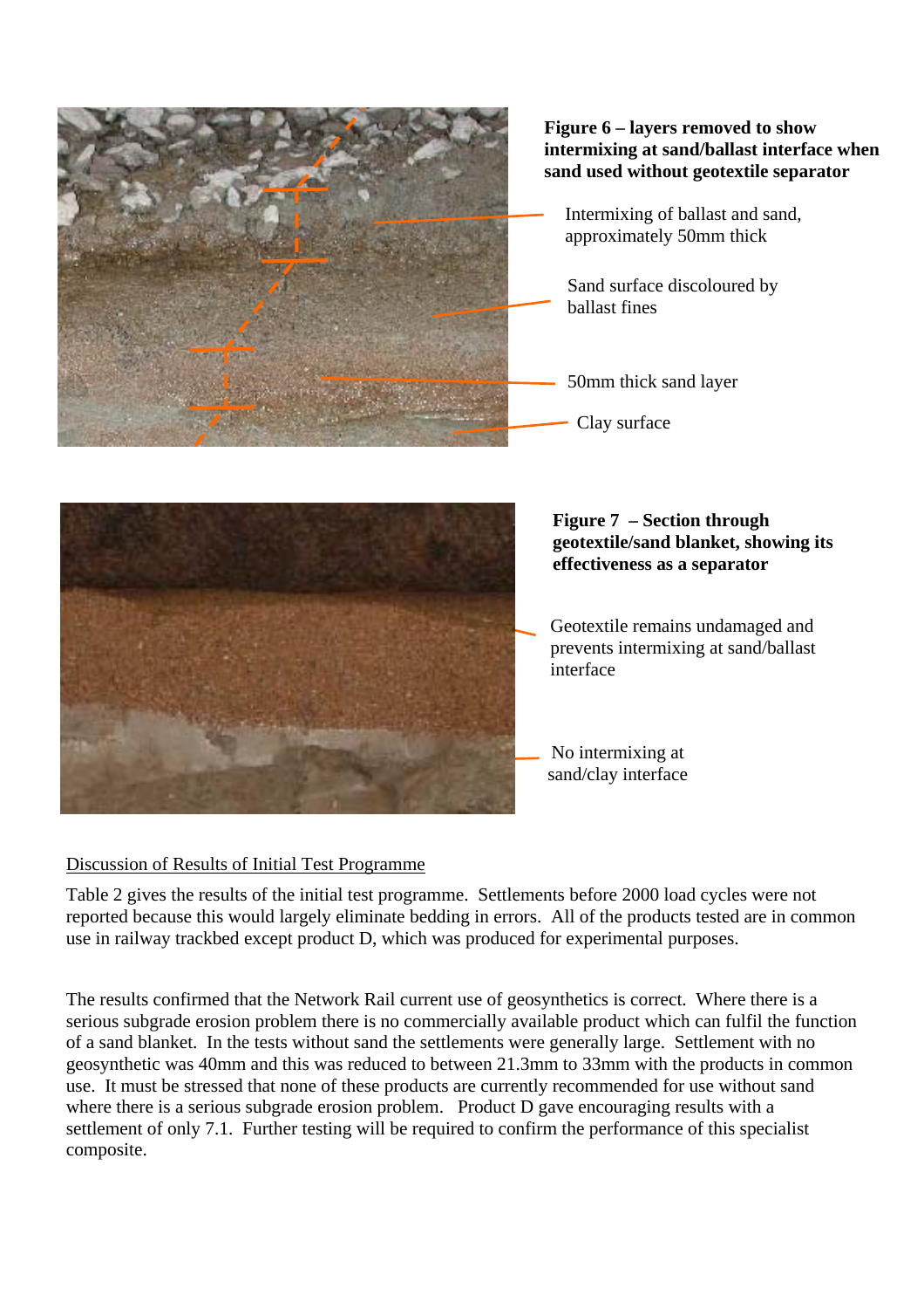**Figure 6 – layers removed to show intermixing at sand/ballast interface when sand used without geotextile separator**

Intermixing of ballast and sand, approximately 50mm thick

Sand surface discoloured by ballast fines

50mm thick sand layer

Clay surface

**Figure 7 – Section through geotextile/sand blanket, showing its effectiveness as a separator**

Geotextile remains undamaged and prevents intermixing at sand/ballast interface

No intermixing at sand/clay interface

<u>Discussion of Results of Initial Test Programme</u>

Table 2 gives the results of the initial test programme. Settlements before 2000 load cycles were not reported because this would largely eliminate bedding in errors. All of the products tested are in common use in railway trackbed except product D, which was produced for experimental purposes.

The results confirmed that the Network Rail current use of geosynthetics is correct. Where there is a serious subgrade erosion problem there is no commercially available product which can fulfil the function of a sand blanket. In the tests without sand the settlements were generally large. Settlement with no geosynthetic was 40mm and this was reduced to between 21.3mm to 33mm with the products in common use. It must be stressed that none of these products are currently recommended for use without sand where there is a serious subgrade erosion problem. Product D gave encouraging results with a settlement of only 7.1. Further testing will be required to confirm the performance of this specialist composite.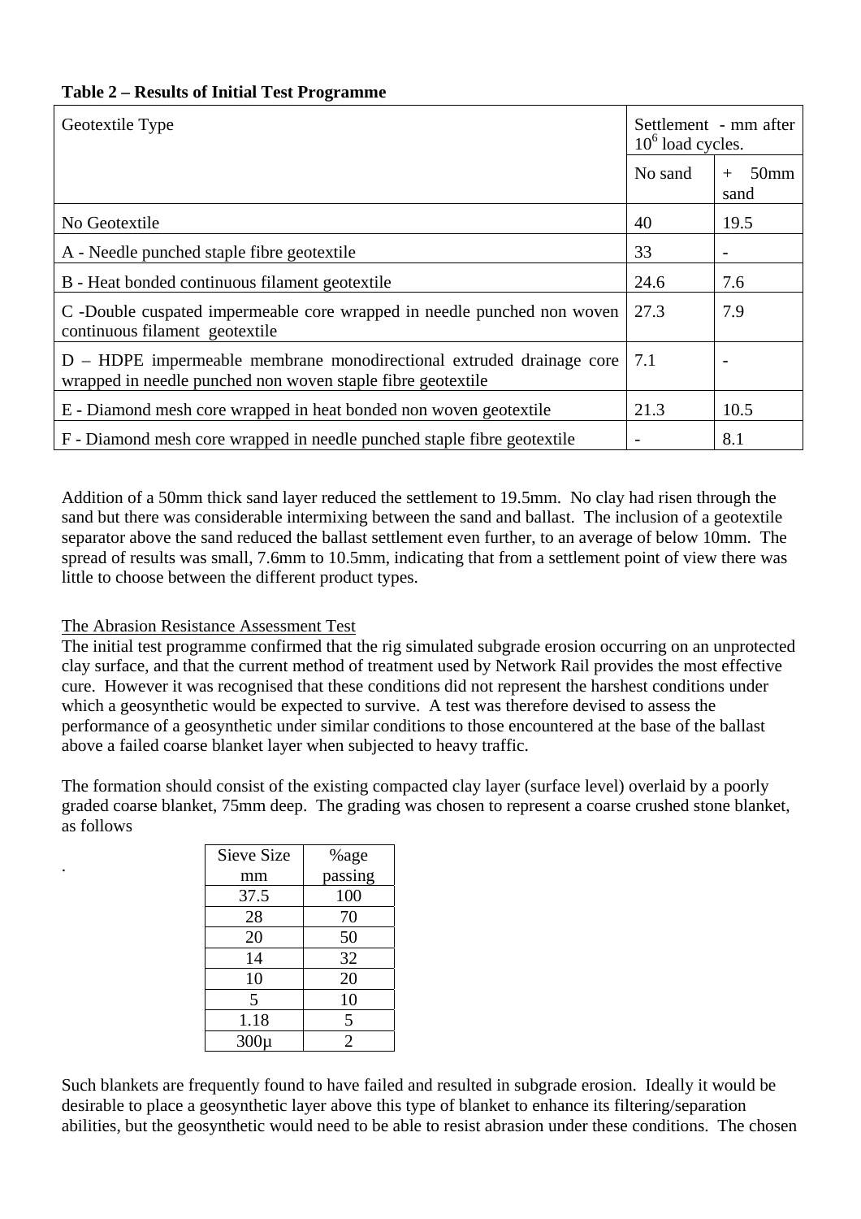**Table 2 – Results of Initial Test Programme**

| Geotextile Type | Settlement - mm after $10^6$ load cycles. | |
|---|---|---|
| | No sand | + 50mm sand |
| No Geotextile | 40 | 19.5 |
| A - Needle punched staple fibre geotextile | 33 | - |
| B - Heat bonded continuous filament geotextile | 24.6 | 7.6 |
| C -Double cuspated impermeable core wrapped in needle punched non woven continuous filament geotextile | 27.3 | 7.9 |
| D – HDPE impermeable membrane monodirectional extruded drainage core wrapped in needle punched non woven staple fibre geotextile | 7.1 | - |
| E - Diamond mesh core wrapped in heat bonded non woven geotextile | 21.3 | 10.5 |
| F - Diamond mesh core wrapped in needle punched staple fibre geotextile | - | 8.1 |

Addition of a 50mm thick sand layer reduced the settlement to 19.5mm. No clay had risen through the sand but there was considerable intermixing between the sand and ballast. The inclusion of a geotextile separator above the sand reduced the ballast settlement even further, to an average of below 10mm. The spread of results was small, 7.6mm to 10.5mm, indicating that from a settlement point of view there was little to choose between the different product types.

<u>The Abrasion Resistance Assessment Test</u>

The initial test programme confirmed that the rig simulated subgrade erosion occurring on an unprotected clay surface, and that the current method of treatment used by Network Rail provides the most effective cure. However it was recognised that these conditions did not represent the harshest conditions under which a geosynthetic would be expected to survive. A test was therefore devised to assess the performance of a geosynthetic under similar conditions to those encountered at the base of the ballast above a failed coarse blanket layer when subjected to heavy traffic.

The formation should consist of the existing compacted clay layer (surface level) overlaid by a poorly graded coarse blanket, 75mm deep. The grading was chosen to represent a coarse crushed stone blanket, as follows

| Sieve Size mm | %age passing |
|---|---|
| 37.5 | 100 |
| 28 | 70 |
| 20 | 50 |
| 14 | 32 |
| 10 | 20 |
| 5 | 10 |
| 1.18 | 5 |
| 300μ | 2 |

Such blankets are frequently found to have failed and resulted in subgrade erosion. Ideally it would be desirable to place a geosynthetic layer above this type of blanket to enhance its filtering/separation abilities, but the geosynthetic would need to be able to resist abrasion under these conditions. The chosen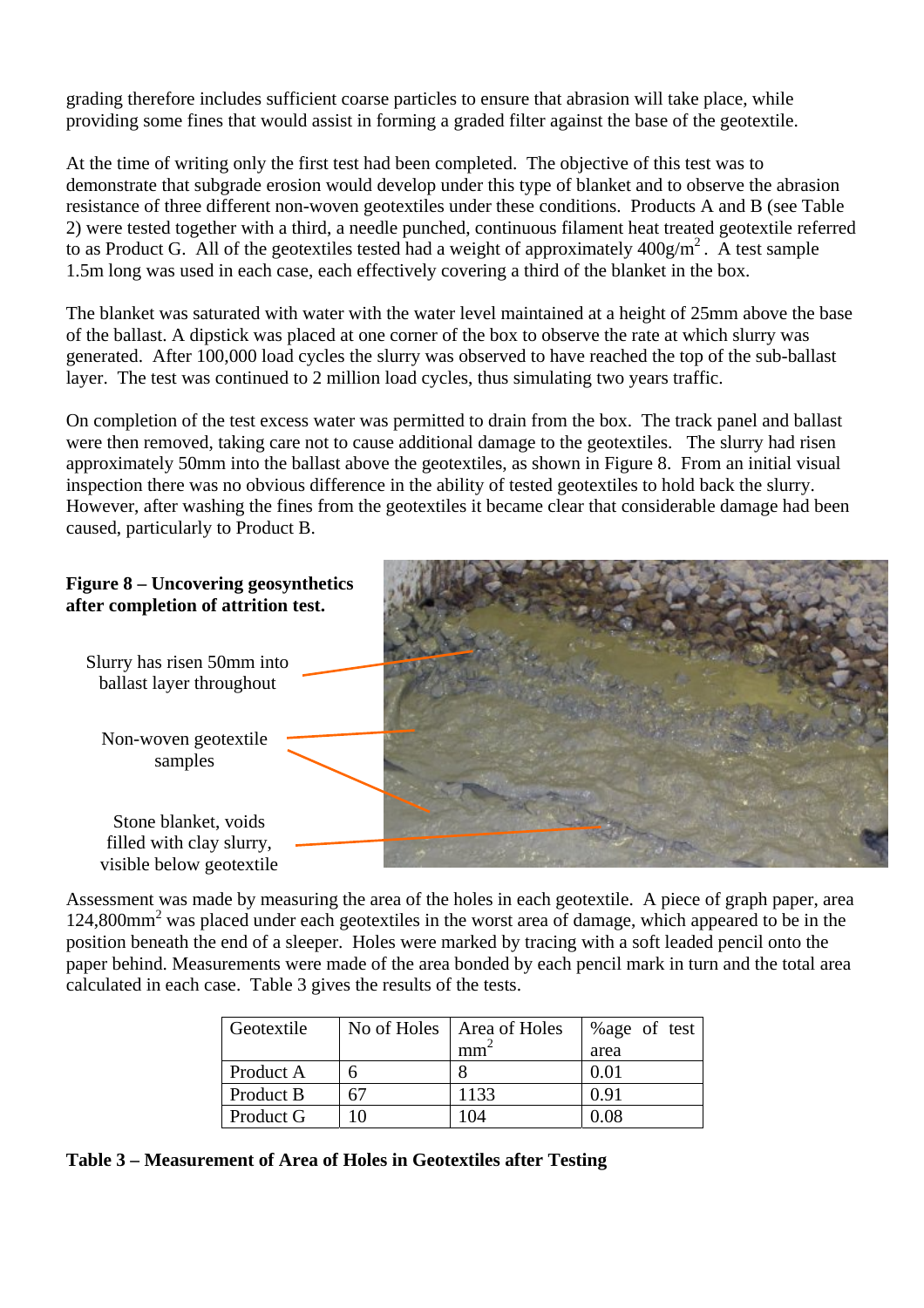grading therefore includes sufficient coarse particles to ensure that abrasion will take place, while providing some fines that would assist in forming a graded filter against the base of the geotextile.

At the time of writing only the first test had been completed. The objective of this test was to demonstrate that subgrade erosion would develop under this type of blanket and to observe the abrasion resistance of three different non-woven geotextiles under these conditions. Products A and B (see Table 2) were tested together with a third, a needle punched, continuous filament heat treated geotextile referred to as Product G. All of the geotextiles tested had a weight of approximately 400g/m$^2$. A test sample 1.5m long was used in each case, each effectively covering a third of the blanket in the box.

The blanket was saturated with water with the water level maintained at a height of 25mm above the base of the ballast. A dipstick was placed at one corner of the box to observe the rate at which slurry was generated. After 100,000 load cycles the slurry was observed to have reached the top of the sub-ballast layer. The test was continued to 2 million load cycles, thus simulating two years traffic.

On completion of the test excess water was permitted to drain from the box. The track panel and ballast were then removed, taking care not to cause additional damage to the geotextiles. The slurry had risen approximately 50mm into the ballast above the geotextiles, as shown in Figure 8. From an initial visual inspection there was no obvious difference in the ability of tested geotextiles to hold back the slurry. However, after washing the fines from the geotextiles it became clear that considerable damage had been caused, particularly to Product B.

**Figure 8 – Uncovering geosynthetics after completion of attrition test.**

Slurry has risen 50mm into ballast layer throughout

Non-woven geotextile samples

Stone blanket, voids filled with clay slurry, visible below geotextile

Assessment was made by measuring the area of the holes in each geotextile. A piece of graph paper, area 124,800mm$^2$ was placed under each geotextiles in the worst area of damage, which appeared to be in the position beneath the end of a sleeper. Holes were marked by tracing with a soft leaded pencil onto the paper behind. Measurements were made of the area bonded by each pencil mark in turn and the total area calculated in each case. Table 3 gives the results of the tests.

| Geotextile | No of Holes | Area of Holes mm$^2$ | %age of test area |
|---|---|---|---|
| Product A | 6 | 8 | 0.01 |
| Product B | 67 | 1133 | 0.91 |
| Product G | 10 | 104 | 0.08 |

**Table 3 – Measurement of Area of Holes in Geotextiles after Testing**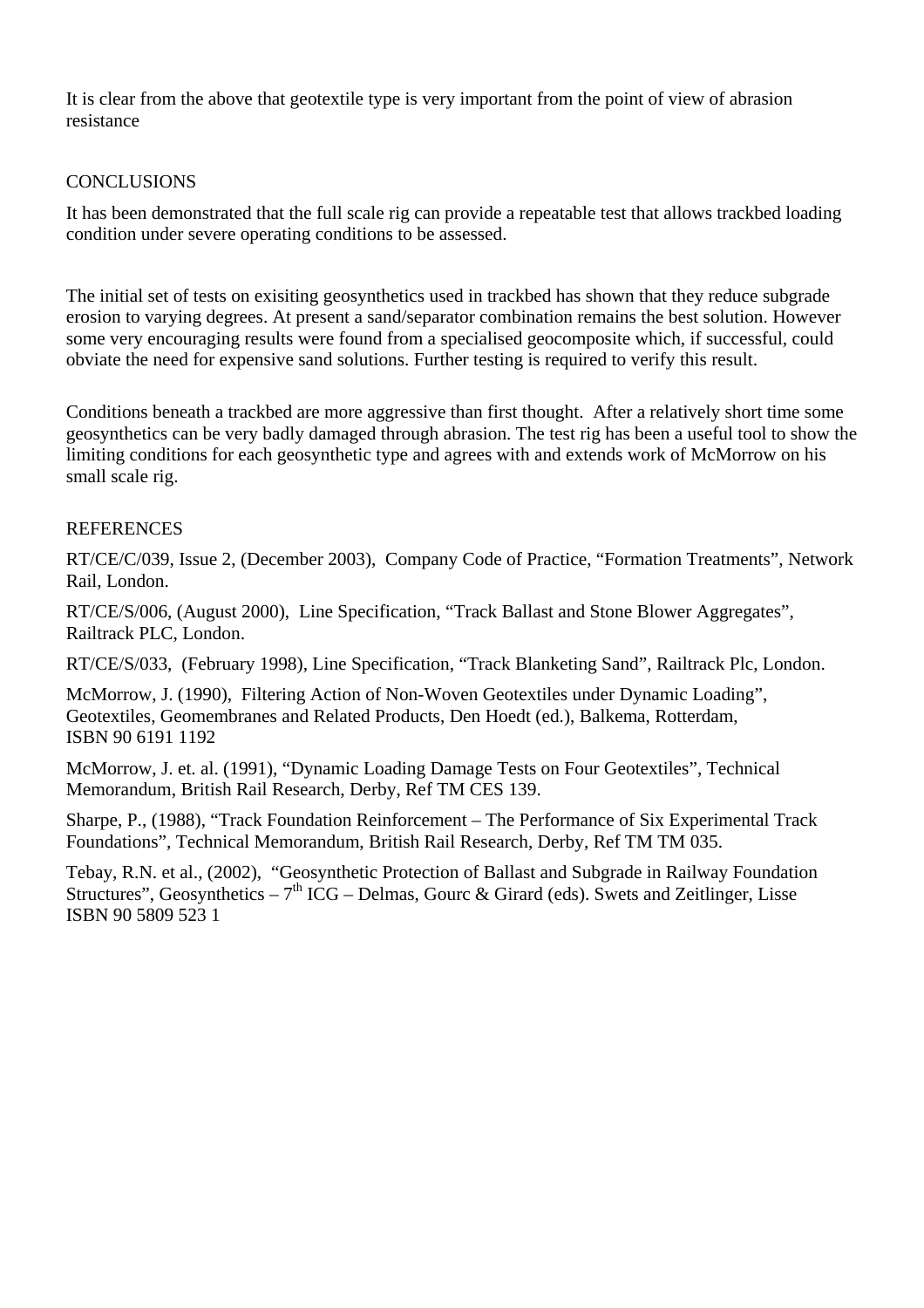It is clear from the above that geotextile type is very important from the point of view of abrasion resistance

## CONCLUSIONS

It has been demonstrated that the full scale rig can provide a repeatable test that allows trackbed loading condition under severe operating conditions to be assessed.

The initial set of tests on exisiting geosynthetics used in trackbed has shown that they reduce subgrade erosion to varying degrees. At present a sand/separator combination remains the best solution. However some very encouraging results were found from a specialised geocomposite which, if successful, could obviate the need for expensive sand solutions. Further testing is required to verify this result.

Conditions beneath a trackbed are more aggressive than first thought. After a relatively short time some geosynthetics can be very badly damaged through abrasion. The test rig has been a useful tool to show the limiting conditions for each geosynthetic type and agrees with and extends work of McMorrow on his small scale rig.

## REFERENCES

RT/CE/C/039, Issue 2, (December 2003), Company Code of Practice, "Formation Treatments", Network Rail, London.

RT/CE/S/006, (August 2000), Line Specification, "Track Ballast and Stone Blower Aggregates", Railtrack PLC, London.

RT/CE/S/033, (February 1998), Line Specification, "Track Blanketing Sand", Railtrack Plc, London.

McMorrow, J. (1990), Filtering Action of Non-Woven Geotextiles under Dynamic Loading", Geotextiles, Geomembranes and Related Products, Den Hoedt (ed.), Balkema, Rotterdam, ISBN 90 6191 1192

McMorrow, J. et. al. (1991), "Dynamic Loading Damage Tests on Four Geotextiles", Technical Memorandum, British Rail Research, Derby, Ref TM CES 139.

Sharpe, P., (1988), "Track Foundation Reinforcement – The Performance of Six Experimental Track Foundations", Technical Memorandum, British Rail Research, Derby, Ref TM TM 035.

Tebay, R.N. et al., (2002), "Geosynthetic Protection of Ballast and Subgrade in Railway Foundation Structures", Geosynthetics – 7th ICG – Delmas, Gourc & Girard (eds). Swets and Zeitlinger, Lisse ISBN 90 5809 523 1